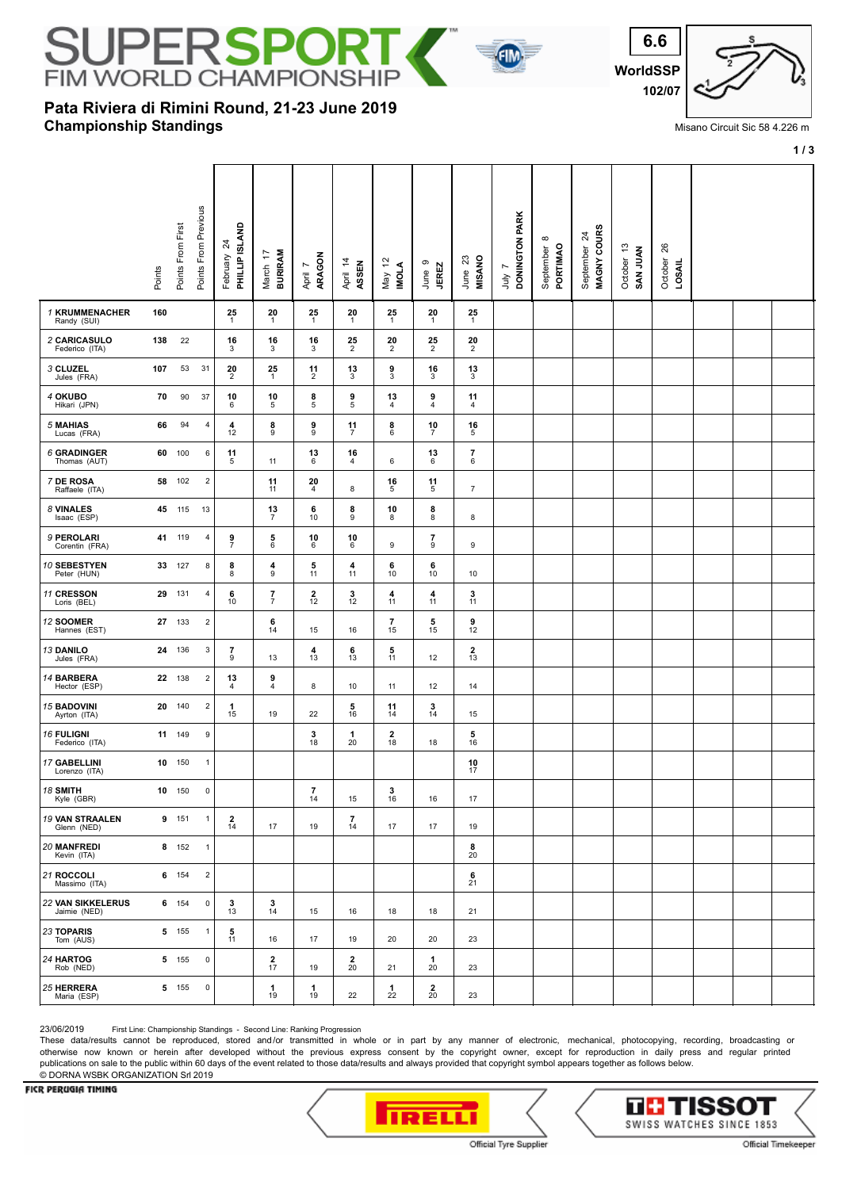# SUPERSPORT FIM WORLD CHAMPIONSHIP

**6.6**
**WorldSSP**
**102/07**

## Pata Riviera di Rimini Round, 21-23 June 2019
## Championship Standings

Misano Circuit Sic 58 4.226 m

| Rider | Points | Points From First | Points From Previous | February 24 PHILLIP ISLAND | March 17 BURIRAM | April 7 ARAGON | April 14 ASSEN | May 12 IMOLA | June 9 JEREZ | June 23 MISANO | July 7 DONINGTON PARK | September 8 PORTIMAO | September 24 MAGNY COURS | October 13 SAN JUAN | October 26 LOSAIL |
|---|---|---|---|---|---|---|---|---|---|---|---|---|---|---|---|
| 1 KRUMMENACHER Randy (SUI) | 160 | | | 25 / 1 | 20 / 1 | 25 / 1 | 20 / 1 | 25 / 1 | 20 / 1 | 25 / 1 | | | | | |
| 2 CARICASULO Federico (ITA) | 138 | 22 | | 16 / 3 | 16 / 3 | 16 / 3 | 25 / 2 | 20 / 2 | 25 / 2 | 20 / 2 | | | | | |
| 3 CLUZEL Jules (FRA) | 107 | 53 | 31 | 20 / 2 | 25 / 1 | 11 / 2 | 13 / 3 | 9 / 3 | 16 / 3 | 13 / 3 | | | | | |
| 4 OKUBO Hikari (JPN) | 70 | 90 | 37 | 10 / 6 | 10 / 5 | 8 / 5 | 9 / 5 | 13 / 4 | 9 / 4 | 11 / 4 | | | | | |
| 5 MAHIAS Lucas (FRA) | 66 | 94 | 4 | 4 / 12 | 8 / 9 | 9 / 9 | 11 / 7 | 8 / 6 | 10 / 7 | 16 / 5 | | | | | |
| 6 GRADINGER Thomas (AUT) | 60 | 100 | 6 | 11 / 5 | 11 | 13 / 6 | 16 / 4 | 6 | 13 / 6 | 7 / 6 | | | | | |
| 7 DE ROSA Raffaele (ITA) | 58 | 102 | 2 | | 11 / 11 | 20 / 4 | 8 | 16 / 5 | 11 / 5 | 7 | | | | | |
| 8 VINALES Isaac (ESP) | 45 | 115 | 13 | | 13 / 7 | 6 / 10 | 8 / 9 | 10 / 8 | 8 / 8 | 8 | | | | | |
| 9 PEROLARI Corentin (FRA) | 41 | 119 | 4 | 9 / 7 | 5 / 6 | 10 / 6 | 10 / 6 | 9 | 7 / 9 | 9 | | | | | |
| 10 SEBESTYEN Peter (HUN) | 33 | 127 | 8 | 8 / 8 | 4 / 9 | 5 / 11 | 4 / 11 | 6 / 10 | 6 / 10 | 10 | | | | | |
| 11 CRESSON Loris (BEL) | 29 | 131 | 4 | 6 / 10 | 7 / 7 | 2 / 12 | 3 / 12 | 4 / 11 | 4 / 11 | 3 / 11 | | | | | |
| 12 SOOMER Hannes (EST) | 27 | 133 | 2 | | 6 / 14 | 15 | 16 | 7 / 15 | 5 / 15 | 9 / 12 | | | | | |
| 13 DANILO Jules (FRA) | 24 | 136 | 3 | 7 / 9 | 13 | 4 / 13 | 6 / 13 | 5 / 11 | 12 | 2 / 13 | | | | | |
| 14 BARBERA Hector (ESP) | 22 | 138 | 2 | 13 / 4 | 9 / 4 | 8 | 10 | 11 | 12 | 14 | | | | | |
| 15 BADOVINI Ayrton (ITA) | 20 | 140 | 2 | 1 / 15 | 19 | 22 | 5 / 16 | 11 / 14 | 3 / 14 | 15 | | | | | |
| 16 FULIGNI Federico (ITA) | 11 | 149 | 9 | | | 3 / 18 | 1 / 20 | 2 / 18 | 18 | 5 / 16 | | | | | |
| 17 GABELLINI Lorenzo (ITA) | 10 | 150 | 1 | | | | | | | 10 / 17 | | | | | |
| 18 SMITH Kyle (GBR) | 10 | 150 | 0 | | | 7 / 14 | 15 | 3 / 16 | 16 | 17 | | | | | |
| 19 VAN STRAALEN Glenn (NED) | 9 | 151 | 1 | 2 / 14 | 17 | 19 | 7 / 14 | 17 | 17 | 19 | | | | | |
| 20 MANFREDI Kevin (ITA) | 8 | 152 | 1 | | | | | | | 8 / 20 | | | | | |
| 21 ROCCOLI Massimo (ITA) | 6 | 154 | 2 | | | | | | | 6 / 21 | | | | | |
| 22 VAN SIKKELERUS Jaimie (NED) | 6 | 154 | 0 | 3 / 13 | 3 / 14 | 15 | 16 | 18 | 18 | 21 | | | | | |
| 23 TOPARIS Tom (AUS) | 5 | 155 | 1 | 5 / 11 | 16 | 17 | 19 | 20 | 20 | 23 | | | | | |
| 24 HARTOG Rob (NED) | 5 | 155 | 0 | | 2 / 17 | 19 | 2 / 20 | 21 | 1 / 20 | 23 | | | | | |
| 25 HERRERA Maria (ESP) | 5 | 155 | 0 | | 1 / 19 | 1 / 19 | 22 | 1 / 22 | 2 / 20 | 23 | | | | | |

23/06/2019 First Line: Championship Standings - Second Line: Ranking Progression

These data/results cannot be reproduced, stored and/or transmitted in whole or in part by any manner of electronic, mechanical, photocopying, recording, broadcasting or otherwise now known or herein after developed without the previous express consent by the copyright owner, except for reproduction in daily press and regular printed publications on sale to the public within 60 days of the event related to those data/results and always provided that copyright symbol appears together as follows below.

© DORNA WSBK ORGANIZATION Srl 2019

FICR PERUGIA TIMING

PIRELLI Official Tyre Supplier

TISSOT SWISS WATCHES SINCE 1853 Official Timekeeper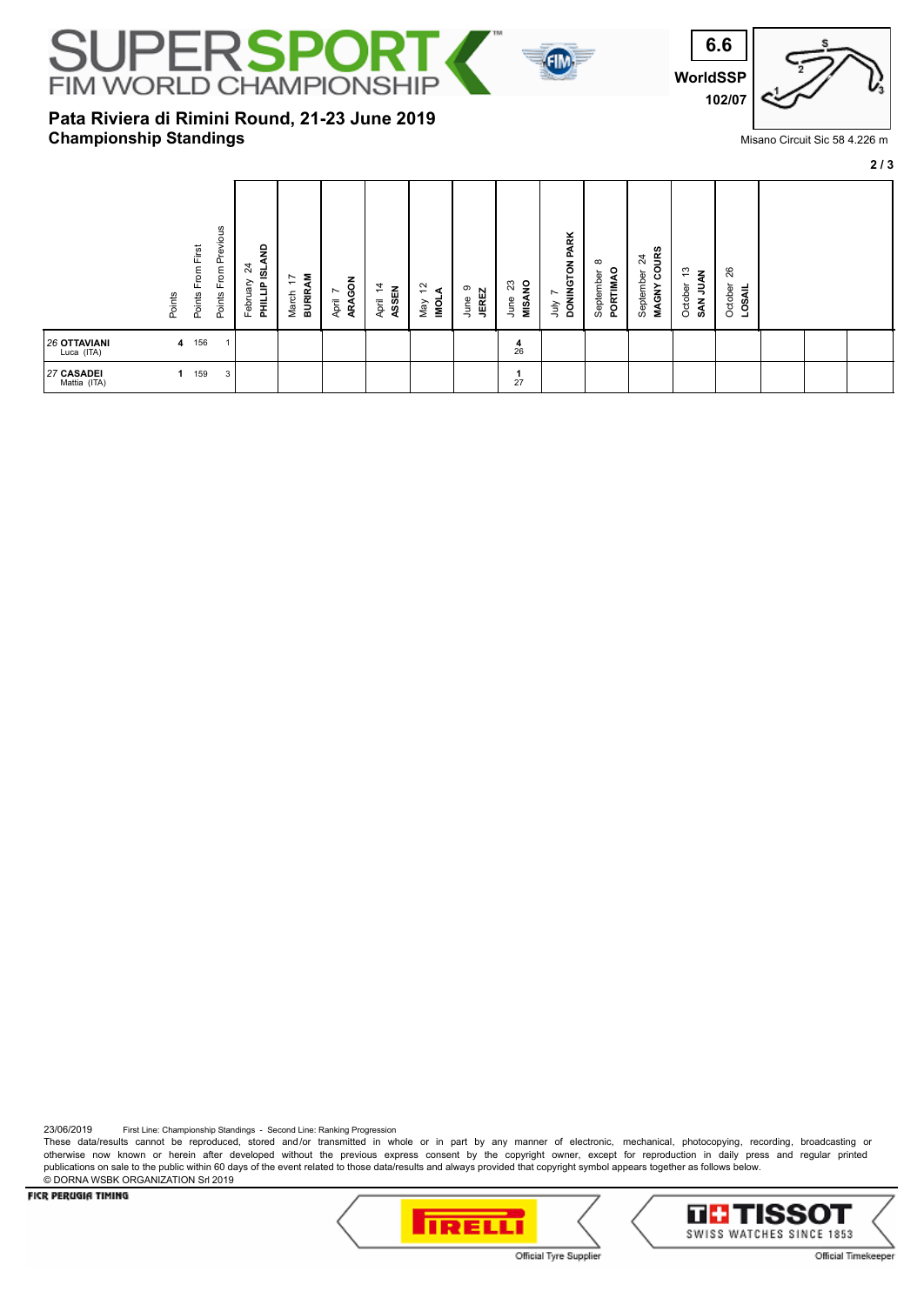# SUPERSPORT FIM WORLD CHAMPIONSHIP

**6.6**
**WorldSSP**
**102/07**

## Pata Riviera di Rimini Round, 21-23 June 2019
## Championship Standings

Misano Circuit Sic 58 4.226 m

| | Points | Points From First | Points From Previous | February 24 PHILLIP ISLAND | March 17 BURIRAM | April 7 ARAGON | April 14 ASSEN | May 12 IMOLA | June 9 JEREZ | June 23 MISANO | July 7 DONINGTON PARK | September 8 PORTIMAO | September 24 MAGNY COURS | October 13 SAN JUAN | October 26 LOSAIL | | | |
|---|---|---|---|---|---|---|---|---|---|---|---|---|---|---|---|---|---|---|
| 26 OTTAVIANI Luca (ITA) | 4 | 156 | 1 | | | | | | | 4 26 | | | | | | | | |
| 27 CASADEI Mattia (ITA) | 1 | 159 | 3 | | | | | | | 1 27 | | | | | | | | |

23/06/2019 First Line: Championship Standings - Second Line: Ranking Progression

These data/results cannot be reproduced, stored and/or transmitted in whole or in part by any manner of electronic, mechanical, photocopying, recording, broadcasting or otherwise now known or herein after developed without the previous express consent by the copyright owner, except for reproduction in daily press and regular printed publications on sale to the public within 60 days of the event related to those data/results and always provided that copyright symbol appears together as follows below.
© DORNA WSBK ORGANIZATION Srl 2019

FICR PERUGIA TIMING

Official Tyre Supplier

TISSOT SWISS WATCHES SINCE 1853

Official Timekeeper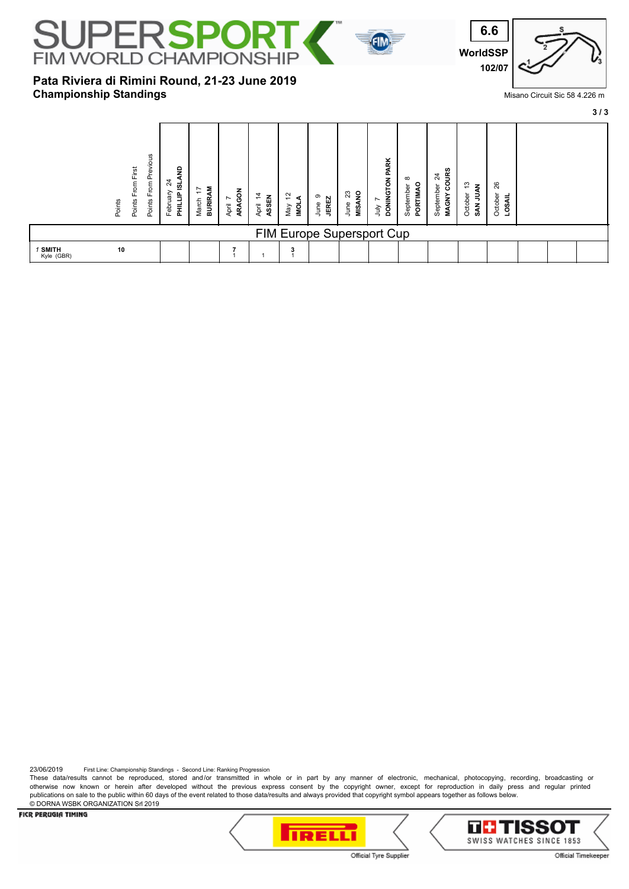# SUPERSPORT FIM WORLD CHAMPIONSHIP

**6.6**
**WorldSSP**
**102/07**

## Pata Riviera di Rimini Round, 21-23 June 2019
## Championship Standings

Misano Circuit Sic 58 4.226 m

| Rider | Points | Points From First | Points From Previous | February 24 PHILLIP ISLAND | March 17 BURIRAM | April 7 ARAGON | April 14 ASSEN | May 12 IMOLA | June 9 JEREZ | June 23 MISANO | July 7 DONINGTON PARK | September 8 PORTIMAO | September 24 MAGNY COURS | October 13 SAN JUAN | October 26 LOSAIL |
|---|---|---|---|---|---|---|---|---|---|---|---|---|---|---|---|
| **FIM Europe Supersport Cup** | | | | | | | | | | | | | | | |
| 1 **SMITH** Kyle (GBR) | **10** | | | | | **7**<br>1 | <br>1 | **3**<br>1 | | | | | | | |

23/06/2019 First Line: Championship Standings - Second Line: Ranking Progression

These data/results cannot be reproduced, stored and/or transmitted in whole or in part by any manner of electronic, mechanical, photocopying, recording, broadcasting or otherwise now known or herein after developed without the previous express consent by the copyright owner, except for reproduction in daily press and regular printed publications on sale to the public within 60 days of the event related to those data/results and always provided that copyright symbol appears together as follows below.

© DORNA WSBK ORGANIZATION Srl 2019